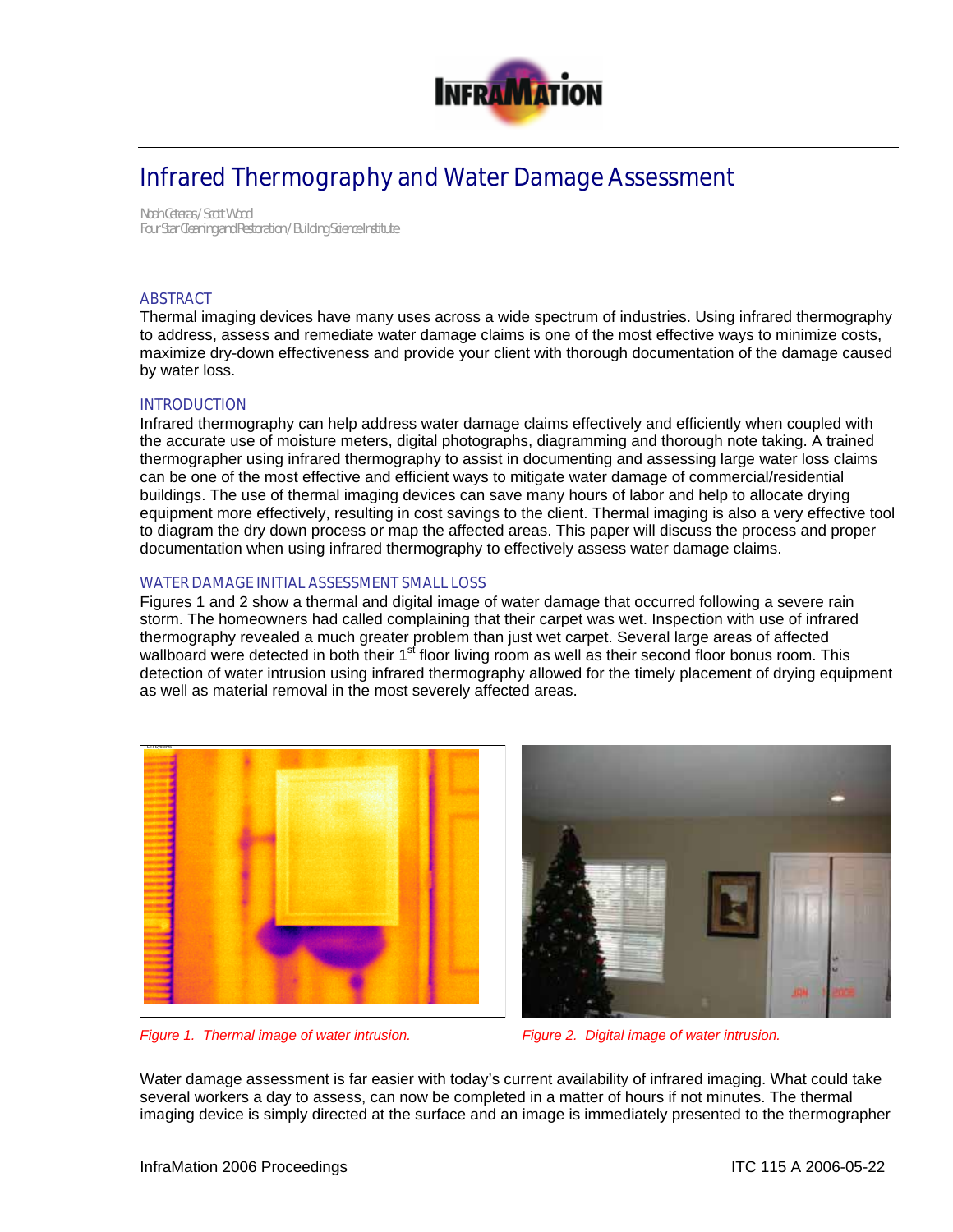# Infrared Thermography and Water Damage Assessment

Noah Ceteras / Scott Wood
Four Star Cleaning and Restoration / Building Science Institute

## ABSTRACT

Thermal imaging devices have many uses across a wide spectrum of industries. Using infrared thermography to address, assess and remediate water damage claims is one of the most effective ways to minimize costs, maximize dry-down effectiveness and provide your client with thorough documentation of the damage caused by water loss.

## INTRODUCTION

Infrared thermography can help address water damage claims effectively and efficiently when coupled with the accurate use of moisture meters, digital photographs, diagramming and thorough note taking. A trained thermographer using infrared thermography to assist in documenting and assessing large water loss claims can be one of the most effective and efficient ways to mitigate water damage of commercial/residential buildings. The use of thermal imaging devices can save many hours of labor and help to allocate drying equipment more effectively, resulting in cost savings to the client. Thermal imaging is also a very effective tool to diagram the dry down process or map the affected areas. This paper will discuss the process and proper documentation when using infrared thermography to effectively assess water damage claims.

## WATER DAMAGE INITIAL ASSESSMENT SMALL LOSS

Figures 1 and 2 show a thermal and digital image of water damage that occurred following a severe rain storm. The homeowners had called complaining that their carpet was wet. Inspection with use of infrared thermography revealed a much greater problem than just wet carpet. Several large areas of affected wallboard were detected in both their 1st floor living room as well as their second floor bonus room. This detection of water intrusion using infrared thermography allowed for the timely placement of drying equipment as well as material removal in the most severely affected areas.

*Figure 1. Thermal image of water intrusion.*

*Figure 2. Digital image of water intrusion.*

Water damage assessment is far easier with today's current availability of infrared imaging. What could take several workers a day to assess, can now be completed in a matter of hours if not minutes. The thermal imaging device is simply directed at the surface and an image is immediately presented to the thermographer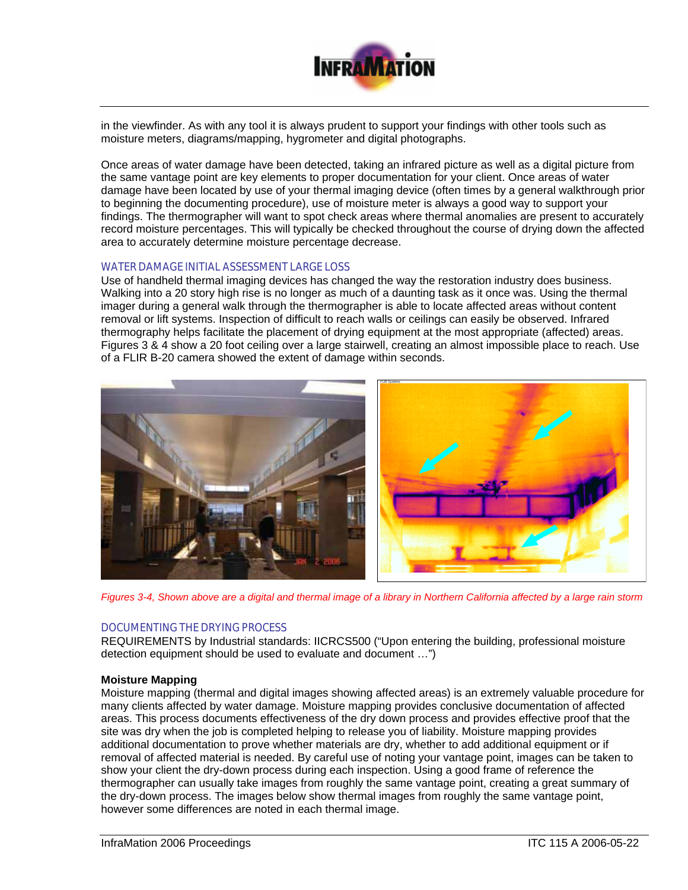in the viewfinder. As with any tool it is always prudent to support your findings with other tools such as moisture meters, diagrams/mapping, hygrometer and digital photographs.

Once areas of water damage have been detected, taking an infrared picture as well as a digital picture from the same vantage point are key elements to proper documentation for your client. Once areas of water damage have been located by use of your thermal imaging device (often times by a general walkthrough prior to beginning the documenting procedure), use of moisture meter is always a good way to support your findings. The thermographer will want to spot check areas where thermal anomalies are present to accurately record moisture percentages. This will typically be checked throughout the course of drying down the affected area to accurately determine moisture percentage decrease.

## WATER DAMAGE INITIAL ASSESSMENT LARGE LOSS

Use of handheld thermal imaging devices has changed the way the restoration industry does business. Walking into a 20 story high rise is no longer as much of a daunting task as it once was. Using the thermal imager during a general walk through the thermographer is able to locate affected areas without content removal or lift systems. Inspection of difficult to reach walls or ceilings can easily be observed. Infrared thermography helps facilitate the placement of drying equipment at the most appropriate (affected) areas. Figures 3 & 4 show a 20 foot ceiling over a large stairwell, creating an almost impossible place to reach. Use of a FLIR B-20 camera showed the extent of damage within seconds.

*Figures 3-4, Shown above are a digital and thermal image of a library in Northern California affected by a large rain storm*

## DOCUMENTING THE DRYING PROCESS

REQUIREMENTS by Industrial standards: IICRCS500 ("Upon entering the building, professional moisture detection equipment should be used to evaluate and document …")

**Moisture Mapping**

Moisture mapping (thermal and digital images showing affected areas) is an extremely valuable procedure for many clients affected by water damage. Moisture mapping provides conclusive documentation of affected areas. This process documents effectiveness of the dry down process and provides effective proof that the site was dry when the job is completed helping to release you of liability. Moisture mapping provides additional documentation to prove whether materials are dry, whether to add additional equipment or if removal of affected material is needed. By careful use of noting your vantage point, images can be taken to show your client the dry-down process during each inspection. Using a good frame of reference the thermographer can usually take images from roughly the same vantage point, creating a great summary of the dry-down process. The images below show thermal images from roughly the same vantage point, however some differences are noted in each thermal image.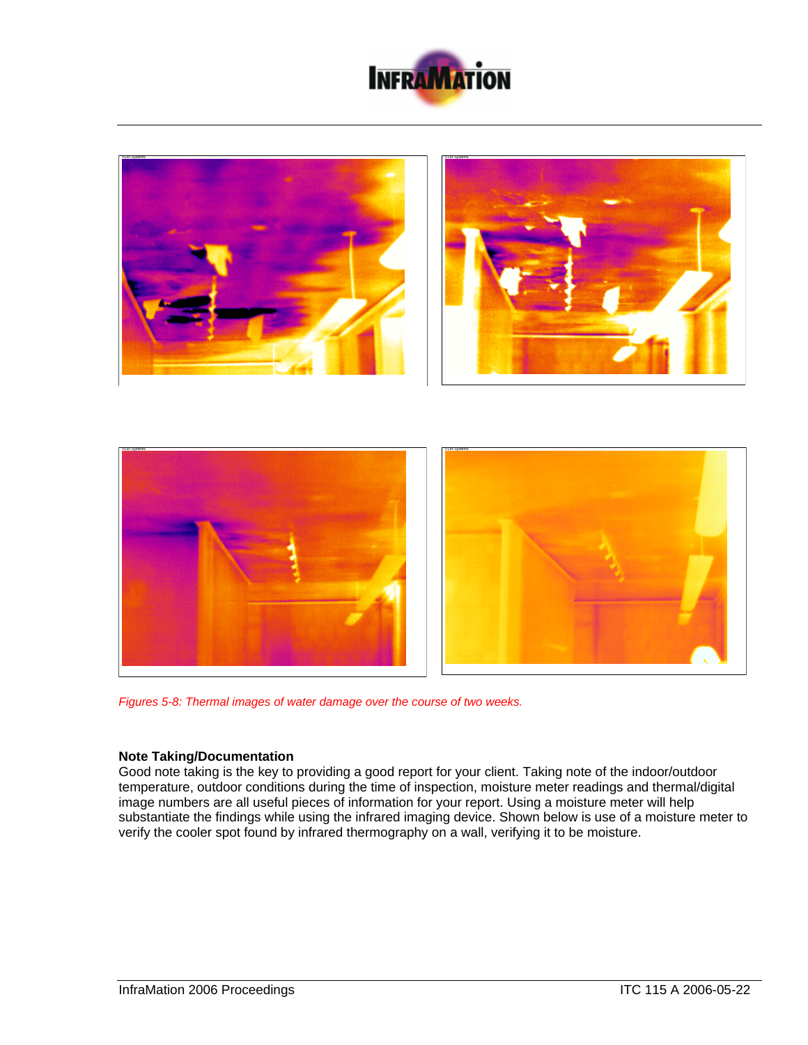*Figures 5-8: Thermal images of water damage over the course of two weeks.*

**Note Taking/Documentation**

Good note taking is the key to providing a good report for your client. Taking note of the indoor/outdoor temperature, outdoor conditions during the time of inspection, moisture meter readings and thermal/digital image numbers are all useful pieces of information for your report. Using a moisture meter will help substantiate the findings while using the infrared imaging device. Shown below is use of a moisture meter to verify the cooler spot found by infrared thermography on a wall, verifying it to be moisture.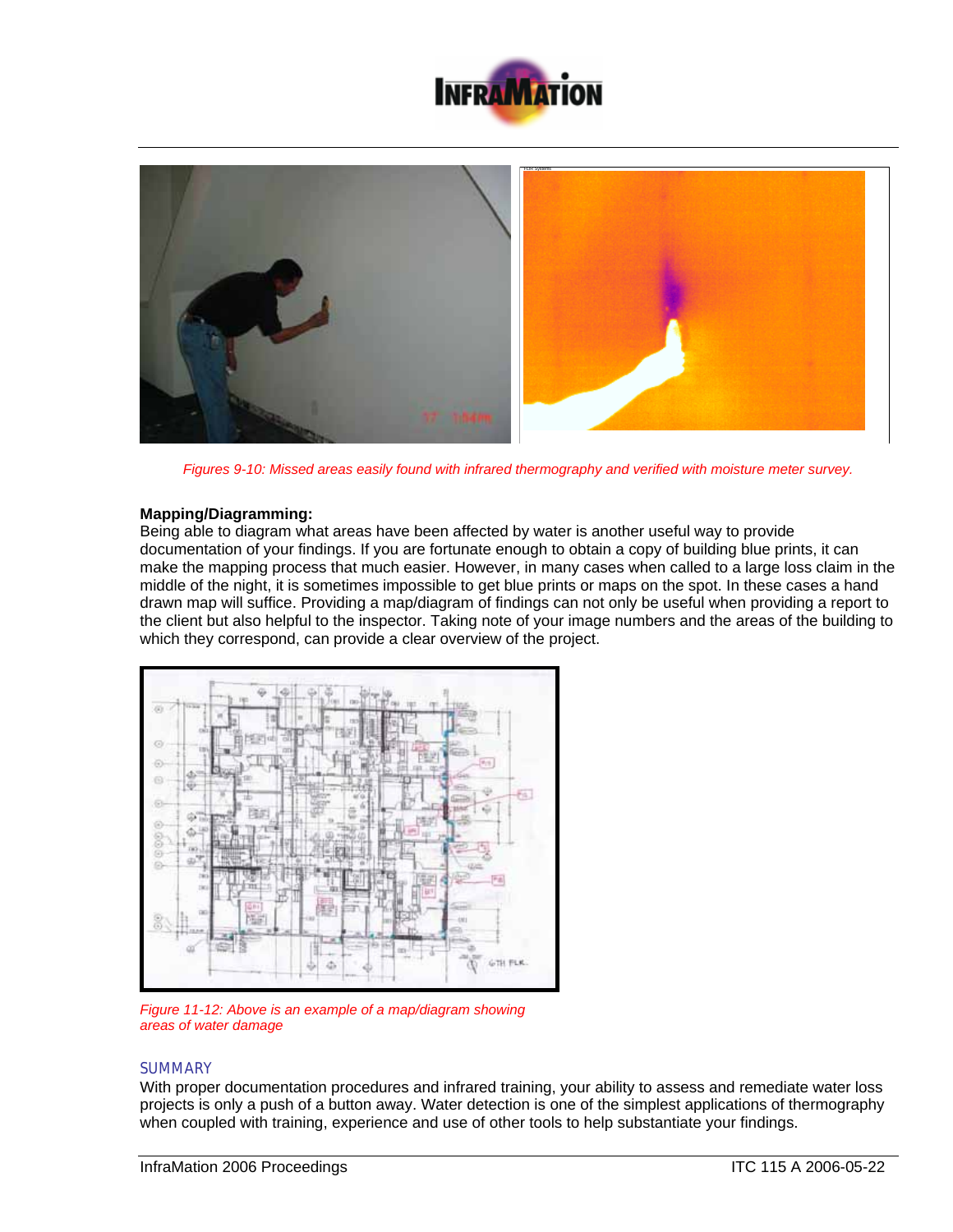*Figures 9-10: Missed areas easily found with infrared thermography and verified with moisture meter survey.*

**Mapping/Diagramming:**
Being able to diagram what areas have been affected by water is another useful way to provide documentation of your findings. If you are fortunate enough to obtain a copy of building blue prints, it can make the mapping process that much easier. However, in many cases when called to a large loss claim in the middle of the night, it is sometimes impossible to get blue prints or maps on the spot. In these cases a hand drawn map will suffice. Providing a map/diagram of findings can not only be useful when providing a report to the client but also helpful to the inspector. Taking note of your image numbers and the areas of the building to which they correspond, can provide a clear overview of the project.

*Figure 11-12: Above is an example of a map/diagram showing areas of water damage*

## SUMMARY

With proper documentation procedures and infrared training, your ability to assess and remediate water loss projects is only a push of a button away. Water detection is one of the simplest applications of thermography when coupled with training, experience and use of other tools to help substantiate your findings.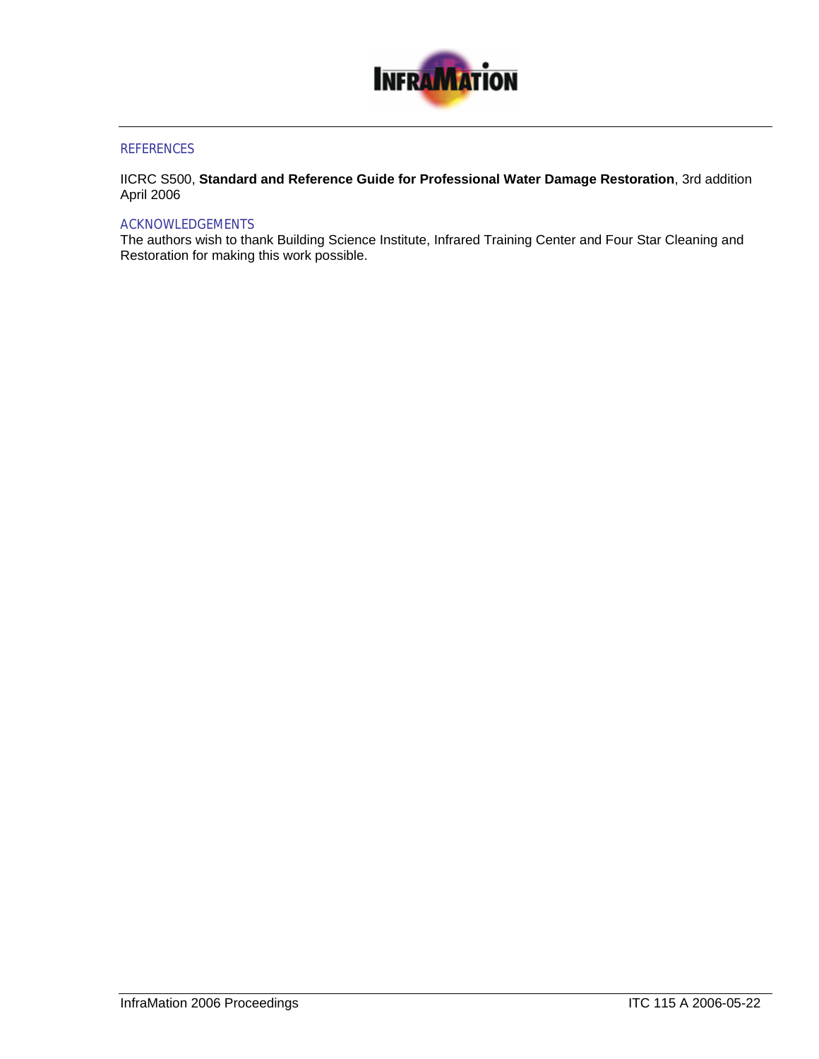## REFERENCES

IICRC S500, **Standard and Reference Guide for Professional Water Damage Restoration**, 3rd addition April 2006

## ACKNOWLEDGEMENTS

The authors wish to thank Building Science Institute, Infrared Training Center and Four Star Cleaning and Restoration for making this work possible.